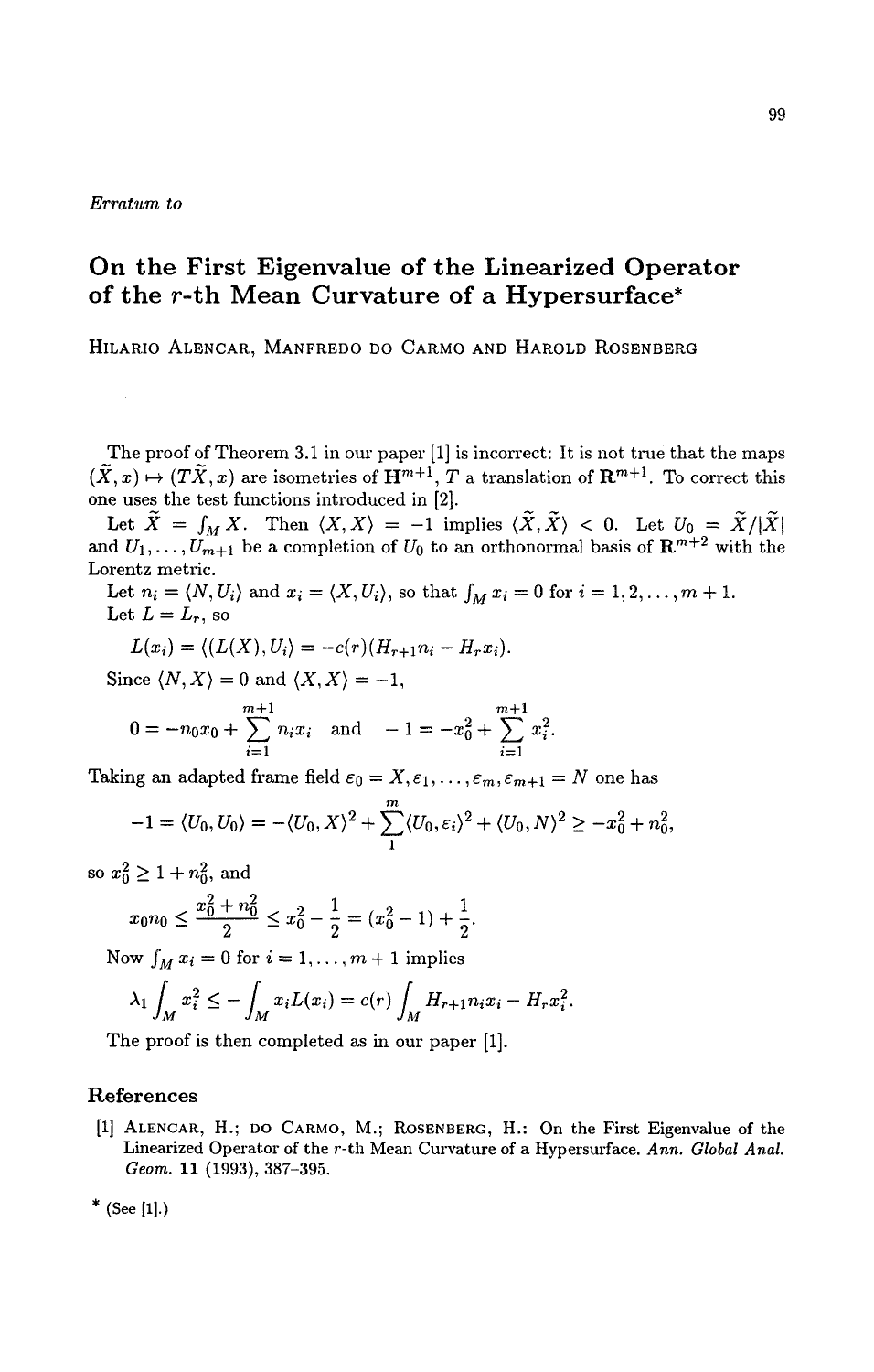*Erratum to*

# On the First Eigenvalue of the Linearized Operator of the $r$-th Mean Curvature of a Hypersurface*

HILARIO ALENCAR, MANFREDO DO CARMO AND HAROLD ROSENBERG

The proof of Theorem 3.1 in our paper [1] is incorrect: It is not true that the maps $(\tilde{X}, x) \mapsto (T\tilde{X}, x)$ are isometries of $\mathbf{H}^{m+1}$, $T$ a translation of $\mathbf{R}^{m+1}$. To correct this one uses the test functions introduced in [2].

Let $\tilde{X} = \int_M X$. Then $\langle X, X \rangle = -1$ implies $\langle \tilde{X}, \tilde{X} \rangle < 0$. Let $U_0 = \tilde{X}/|\tilde{X}|$ and $U_1, \ldots, U_{m+1}$ be a completion of $U_0$ to an orthonormal basis of $\mathbf{R}^{m+2}$ with the Lorentz metric.

Let $n_i = \langle N, U_i \rangle$ and $x_i = \langle X, U_i \rangle$, so that $\int_M x_i = 0$ for $i = 1, 2, \ldots, m+1$.

Let $L = L_r$, so

$$L(x_i) = \langle (L(X), U_i \rangle = -c(r)(H_{r+1} n_i - H_r x_i).$$

Since $\langle N, X \rangle = 0$ and $\langle X, X \rangle = -1$,

$$0 = -n_0 x_0 + \sum_{i=1}^{m+1} n_i x_i \quad \text{and} \quad -1 = -x_0^2 + \sum_{i=1}^{m+1} x_i^2.$$

Taking an adapted frame field $e_0 = X, e_1, \ldots, e_m, e_{m+1} = N$ one has

$$-1 = \langle U_0, U_0 \rangle = -\langle U_0, X \rangle^2 + \sum_1^m \langle U_0, e_i \rangle^2 + \langle U_0, N \rangle^2 \geq -x_0^2 + n_0^2,$$

so $x_0^2 \geq 1 + n_0^2$, and

$$x_0 n_0 \leq \frac{x_0^2 + n_0^2}{2} \leq x_0^2 - \frac{1}{2} = (x_0^2 - 1) + \frac{1}{2}.$$

Now $\int_M x_i = 0$ for $i = 1, \ldots, m+1$ implies

$$\lambda_1 \int_M x_i^2 \leq -\int_M x_i L(x_i) = c(r) \int_M H_{r+1} n_i x_i - H_r x_i^2.$$

The proof is then completed as in our paper [1].

## References

[1] ALENCAR, H.; DO CARMO, M.; ROSENBERG, H.: On the First Eigenvalue of the Linearized Operator of the $r$-th Mean Curvature of a Hypersurface. *Ann. Global Anal. Geom.* **11** (1993), 387–395.

\* (See [1].)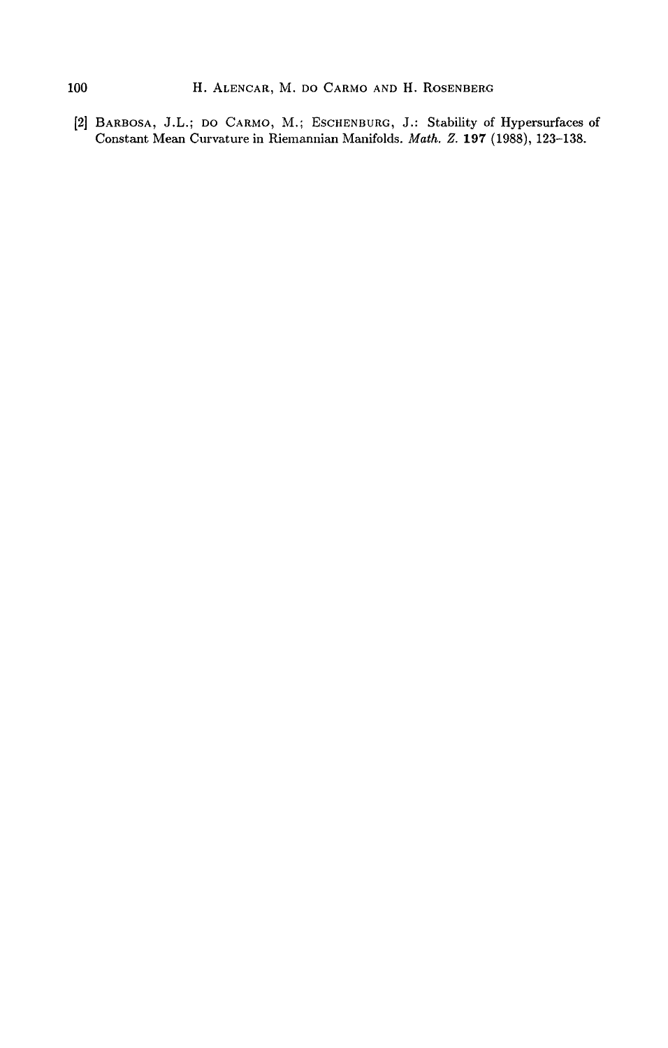[2] Barbosa, J.L.; do Carmo, M.; Eschenburg, J.: Stability of Hypersurfaces of Constant Mean Curvature in Riemannian Manifolds. *Math. Z.* **197** (1988), 123–138.